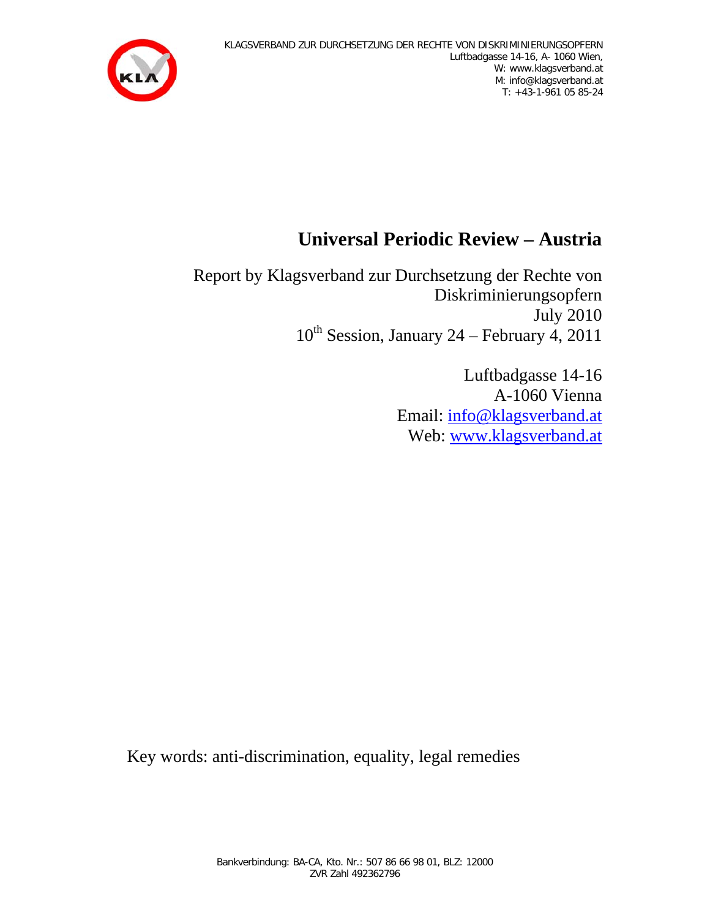KLAGSVERBAND ZUR DURCHSETZUNG DER RECHTE VON DISKRIMINIERUNGSOPFERN
Luftbadgasse 14-16, A- 1060 Wien,
W: www.klagsverband.at
M: info@klagsverband.at
T: +43-1-961 05 85-24

# Universal Periodic Review – Austria

Report by Klagsverband zur Durchsetzung der Rechte von Diskriminierungsopfern
July 2010
10th Session, January 24 – February 4, 2011

Luftbadgasse 14-16
A-1060 Vienna
Email: info@klagsverband.at
Web: www.klagsverband.at

Key words: anti-discrimination, equality, legal remedies

Bankverbindung: BA-CA, Kto. Nr.: 507 86 66 98 01, BLZ: 12000
ZVR Zahl 492362796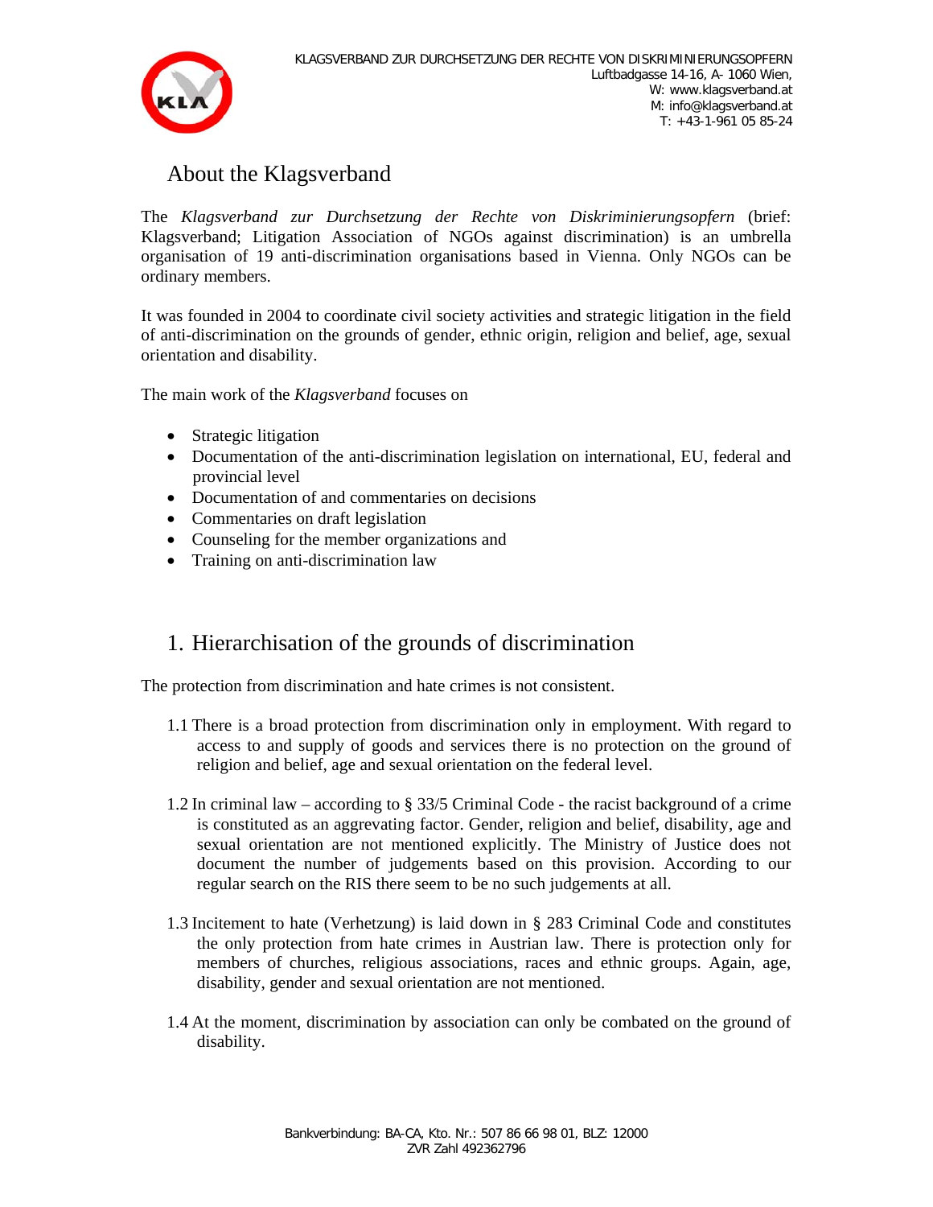# About the Klagsverband

The *Klagsverband zur Durchsetzung der Rechte von Diskriminierungsopfern* (brief: Klagsverband; Litigation Association of NGOs against discrimination) is an umbrella organisation of 19 anti-discrimination organisations based in Vienna. Only NGOs can be ordinary members.

It was founded in 2004 to coordinate civil society activities and strategic litigation in the field of anti-discrimination on the grounds of gender, ethnic origin, religion and belief, age, sexual orientation and disability.

The main work of the *Klagsverband* focuses on

- Strategic litigation
- Documentation of the anti-discrimination legislation on international, EU, federal and provincial level
- Documentation of and commentaries on decisions
- Commentaries on draft legislation
- Counseling for the member organizations and
- Training on anti-discrimination law

# 1. Hierarchisation of the grounds of discrimination

The protection from discrimination and hate crimes is not consistent.

1.1 There is a broad protection from discrimination only in employment. With regard to access to and supply of goods and services there is no protection on the ground of religion and belief, age and sexual orientation on the federal level.

1.2 In criminal law – according to § 33/5 Criminal Code - the racist background of a crime is constituted as an aggrevating factor. Gender, religion and belief, disability, age and sexual orientation are not mentioned explicitly. The Ministry of Justice does not document the number of judgements based on this provision. According to our regular search on the RIS there seem to be no such judgements at all.

1.3 Incitement to hate (Verhetzung) is laid down in § 283 Criminal Code and constitutes the only protection from hate crimes in Austrian law. There is protection only for members of churches, religious associations, races and ethnic groups. Again, age, disability, gender and sexual orientation are not mentioned.

1.4 At the moment, discrimination by association can only be combated on the ground of disability.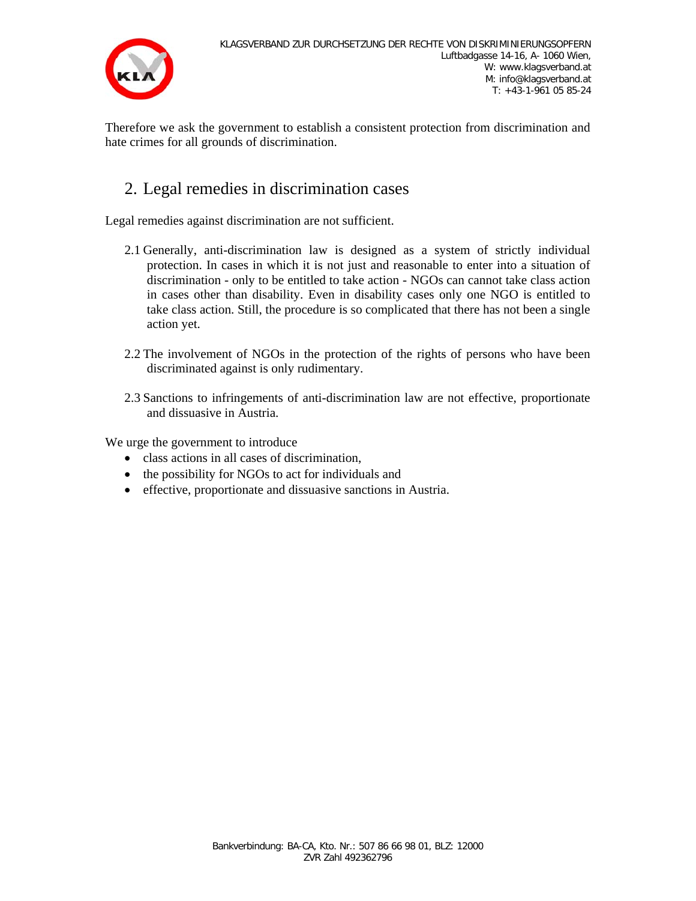Therefore we ask the government to establish a consistent protection from discrimination and hate crimes for all grounds of discrimination.

## 2. Legal remedies in discrimination cases

Legal remedies against discrimination are not sufficient.

2.1 Generally, anti-discrimination law is designed as a system of strictly individual protection. In cases in which it is not just and reasonable to enter into a situation of discrimination - only to be entitled to take action - NGOs can cannot take class action in cases other than disability. Even in disability cases only one NGO is entitled to take class action. Still, the procedure is so complicated that there has not been a single action yet.

2.2 The involvement of NGOs in the protection of the rights of persons who have been discriminated against is only rudimentary.

2.3 Sanctions to infringements of anti-discrimination law are not effective, proportionate and dissuasive in Austria.

We urge the government to introduce

- class actions in all cases of discrimination,
- the possibility for NGOs to act for individuals and
- effective, proportionate and dissuasive sanctions in Austria.